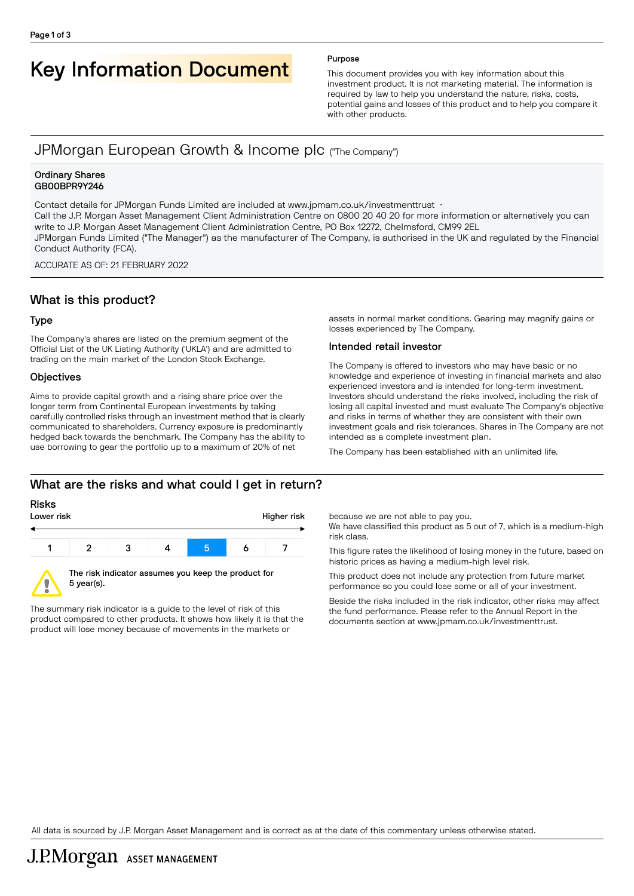# Key Information Document

**Purpose**

This document provides you with key information about this investment product. It is not marketing material. The information is required by law to help you understand the nature, risks, costs, potential gains and losses of this product and to help you compare it with other products.

## JPMorgan European Growth & Income plc ("The Company")

**Ordinary Shares**
**GB00BPR9Y246**

Contact details for JPMorgan Funds Limited are included at www.jpmam.co.uk/investmenttrust ·
Call the J.P. Morgan Asset Management Client Administration Centre on 0800 20 40 20 for more information or alternatively you can write to J.P. Morgan Asset Management Client Administration Centre, PO Box 12272, Chelmsford, CM99 2EL
JPMorgan Funds Limited ("The Manager") as the manufacturer of The Company, is authorised in the UK and regulated by the Financial Conduct Authority (FCA).

ACCURATE AS OF: 21 FEBRUARY 2022

## What is this product?

### Type

The Company's shares are listed on the premium segment of the Official List of the UK Listing Authority ('UKLA') and are admitted to trading on the main market of the London Stock Exchange.

### Objectives

Aims to provide capital growth and a rising share price over the longer term from Continental European investments by taking carefully controlled risks through an investment method that is clearly communicated to shareholders. Currency exposure is predominantly hedged back towards the benchmark. The Company has the ability to use borrowing to gear the portfolio up to a maximum of 20% of net assets in normal market conditions. Gearing may magnify gains or losses experienced by The Company.

### Intended retail investor

The Company is offered to investors who may have basic or no knowledge and experience of investing in financial markets and also experienced investors and is intended for long-term investment. Investors should understand the risks involved, including the risk of losing all capital invested and must evaluate The Company's objective and risks in terms of whether they are consistent with their own investment goals and risk tolerances. Shares in The Company are not intended as a complete investment plan.

The Company has been established with an unlimited life.

## What are the risks and what could I get in return?

### Risks

Lower risk → Higher risk

| 1 | 2 | 3 | 4 | **5** | 6 | 7 |
|---|---|---|---|---|---|---|

**The risk indicator assumes you keep the product for 5 year(s).**

The summary risk indicator is a guide to the level of risk of this product compared to other products. It shows how likely it is that the product will lose money because of movements in the markets or because we are not able to pay you.
We have classified this product as 5 out of 7, which is a medium-high risk class.

This figure rates the likelihood of losing money in the future, based on historic prices as having a medium-high level risk.

This product does not include any protection from future market performance so you could lose some or all of your investment.

Beside the risks included in the risk indicator, other risks may affect the fund performance. Please refer to the Annual Report in the documents section at www.jpmam.co.uk/investmenttrust.

All data is sourced by J.P. Morgan Asset Management and is correct as at the date of this commentary unless otherwise stated.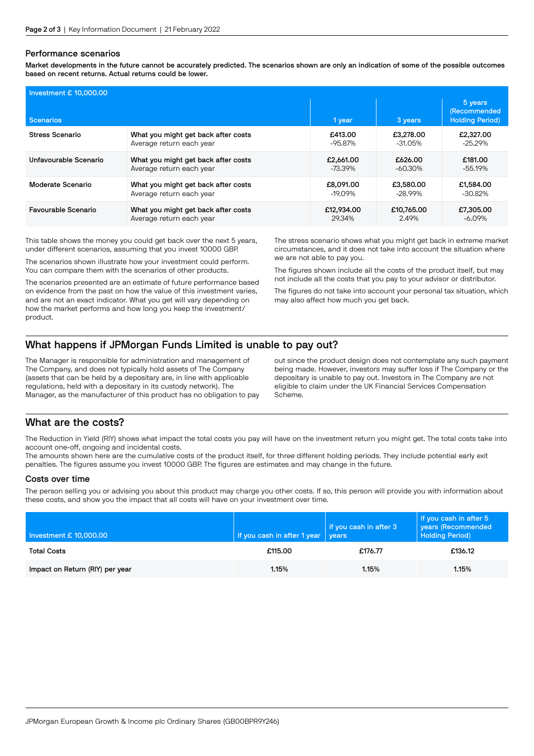## Performance scenarios

**Market developments in the future cannot be accurately predicted. The scenarios shown are only an indication of some of the possible outcomes based on recent returns. Actual returns could be lower.**

| Investment £ 10,000.00<br>Scenarios | | 1 year | 3 years | 5 years (Recommended Holding Period) |
|---|---|---|---|---|
| Stress Scenario | What you might get back after costs | £413.00 | £3,278.00 | £2,327.00 |
| | Average return each year | -95.87% | -31.05% | -25.29% |
| Unfavourable Scenario | What you might get back after costs | £2,661.00 | £626.00 | £181.00 |
| | Average return each year | -73.39% | -60.30% | -55.19% |
| Moderate Scenario | What you might get back after costs | £8,091.00 | £3,580.00 | £1,584.00 |
| | Average return each year | -19.09% | -28.99% | -30.82% |
| Favourable Scenario | What you might get back after costs | £12,934.00 | £10,765.00 | £7,305.00 |
| | Average return each year | 29.34% | 2.49% | -6.09% |

This table shows the money you could get back over the next 5 years, under different scenarios, assuming that you invest 10000 GBP.

The scenarios shown illustrate how your investment could perform. You can compare them with the scenarios of other products.

The scenarios presented are an estimate of future performance based on evidence from the past on how the value of this investment varies, and are not an exact indicator. What you get will vary depending on how the market performs and how long you keep the investment/ product.

The stress scenario shows what you might get back in extreme market circumstances, and it does not take into account the situation where we are not able to pay you.

The figures shown include all the costs of the product itself, but may not include all the costs that you pay to your advisor or distributor.

The figures do not take into account your personal tax situation, which may also affect how much you get back.

## What happens if JPMorgan Funds Limited is unable to pay out?

The Manager is responsible for administration and management of The Company, and does not typically hold assets of The Company (assets that can be held by a depositary are, in line with applicable regulations, held with a depositary in its custody network). The Manager, as the manufacturer of this product has no obligation to pay out since the product design does not contemplate any such payment being made. However, investors may suffer loss if The Company or the depositary is unable to pay out. Investors in The Company are not eligible to claim under the UK Financial Services Compensation Scheme.

## What are the costs?

The Reduction in Yield (RIY) shows what impact the total costs you pay will have on the investment return you might get. The total costs take into account one-off, ongoing and incidental costs.
The amounts shown here are the cumulative costs of the product itself, for three different holding periods. They include potential early exit penalties. The figures assume you invest 10000 GBP. The figures are estimates and may change in the future.

### Costs over time

The person selling you or advising you about this product may charge you other costs. If so, this person will provide you with information about these costs, and show you the impact that all costs will have on your investment over time.

| Investment £ 10,000.00 | if you cash in after 1 year | if you cash in after 3 years | if you cash in after 5 years (Recommended Holding Period) |
|---|---|---|---|
| Total Costs | £115.00 | £176.77 | £136.12 |
| Impact on Return (RIY) per year | 1.15% | 1.15% | 1.15% |

JPMorgan European Growth & Income plc Ordinary Shares (GB00BPR9Y246)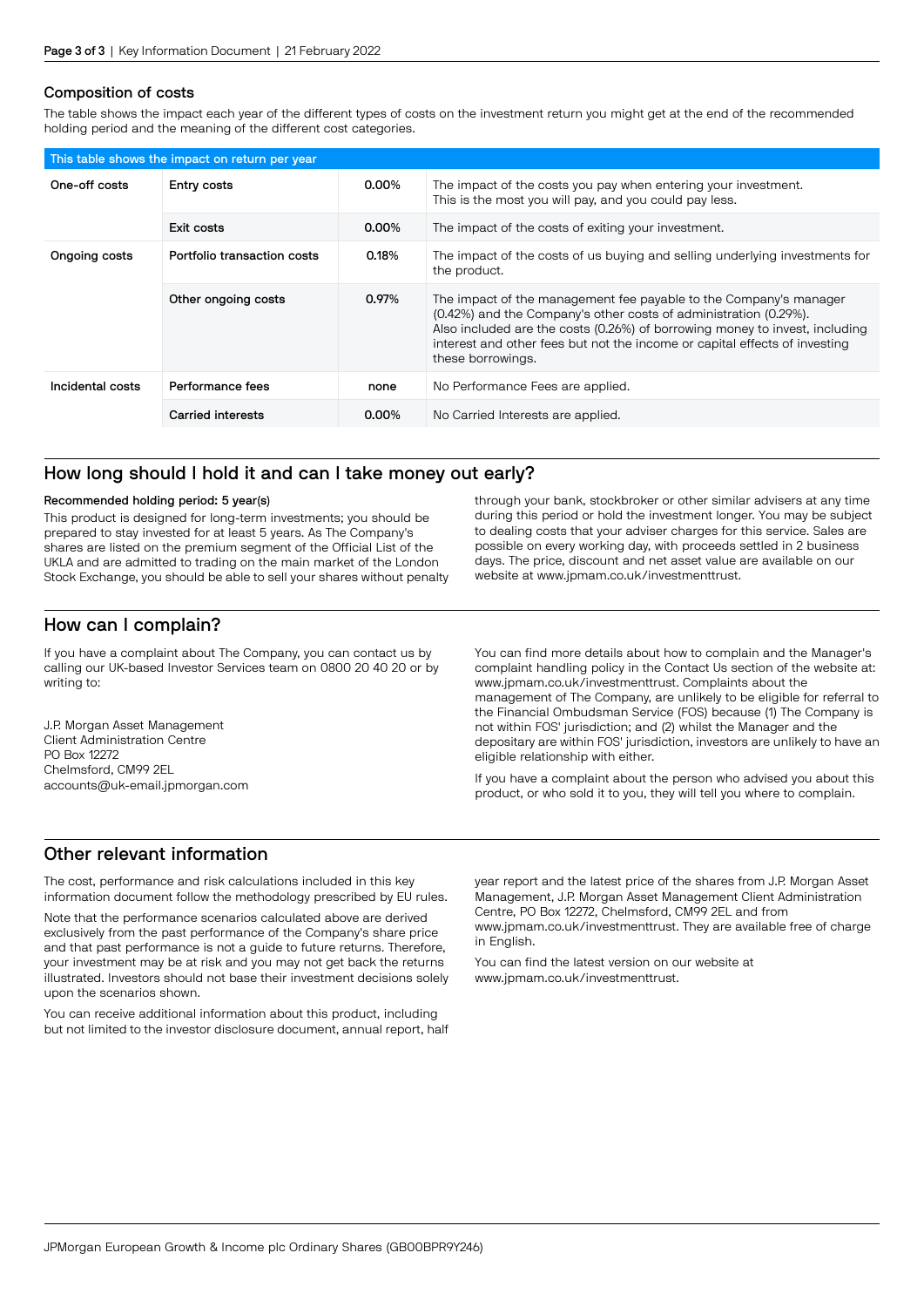## Composition of costs

The table shows the impact each year of the different types of costs on the investment return you might get at the end of the recommended holding period and the meaning of the different cost categories.

| This table shows the impact on return per year | | | |
|---|---|---|---|
| One-off costs | Entry costs | 0.00% | The impact of the costs you pay when entering your investment. This is the most you will pay, and you could pay less. |
| | Exit costs | 0.00% | The impact of the costs of exiting your investment. |
| Ongoing costs | Portfolio transaction costs | 0.18% | The impact of the costs of us buying and selling underlying investments for the product. |
| | Other ongoing costs | 0.97% | The impact of the management fee payable to the Company's manager (0.42%) and the Company's other costs of administration (0.29%). Also included are the costs (0.26%) of borrowing money to invest, including interest and other fees but not the income or capital effects of investing these borrowings. |
| Incidental costs | Performance fees | none | No Performance Fees are applied. |
| | Carried interests | 0.00% | No Carried Interests are applied. |

## How long should I hold it and can I take money out early?

**Recommended holding period: 5 year(s)**

This product is designed for long-term investments; you should be prepared to stay invested for at least 5 years. As The Company's shares are listed on the premium segment of the Official List of the UKLA and are admitted to trading on the main market of the London Stock Exchange, you should be able to sell your shares without penalty through your bank, stockbroker or other similar advisers at any time during this period or hold the investment longer. You may be subject to dealing costs that your adviser charges for this service. Sales are possible on every working day, with proceeds settled in 2 business days. The price, discount and net asset value are available on our website at www.jpmam.co.uk/investmenttrust.

## How can I complain?

If you have a complaint about The Company, you can contact us by calling our UK-based Investor Services team on 0800 20 40 20 or by writing to:

J.P. Morgan Asset Management
Client Administration Centre
PO Box 12272
Chelmsford, CM99 2EL
accounts@uk-email.jpmorgan.com

You can find more details about how to complain and the Manager's complaint handling policy in the Contact Us section of the website at: www.jpmam.co.uk/investmenttrust. Complaints about the management of The Company, are unlikely to be eligible for referral to the Financial Ombudsman Service (FOS) because (1) The Company is not within FOS' jurisdiction; and (2) whilst the Manager and the depositary are within FOS' jurisdiction, investors are unlikely to have an eligible relationship with either.

If you have a complaint about the person who advised you about this product, or who sold it to you, they will tell you where to complain.

## Other relevant information

The cost, performance and risk calculations included in this key information document follow the methodology prescribed by EU rules.

Note that the performance scenarios calculated above are derived exclusively from the past performance of the Company's share price and that past performance is not a guide to future returns. Therefore, your investment may be at risk and you may not get back the returns illustrated. Investors should not base their investment decisions solely upon the scenarios shown.

You can receive additional information about this product, including but not limited to the investor disclosure document, annual report, half year report and the latest price of the shares from J.P. Morgan Asset Management, J.P. Morgan Asset Management Client Administration Centre, PO Box 12272, Chelmsford, CM99 2EL and from www.jpmam.co.uk/investmenttrust. They are available free of charge in English.

You can find the latest version on our website at www.jpmam.co.uk/investmenttrust.